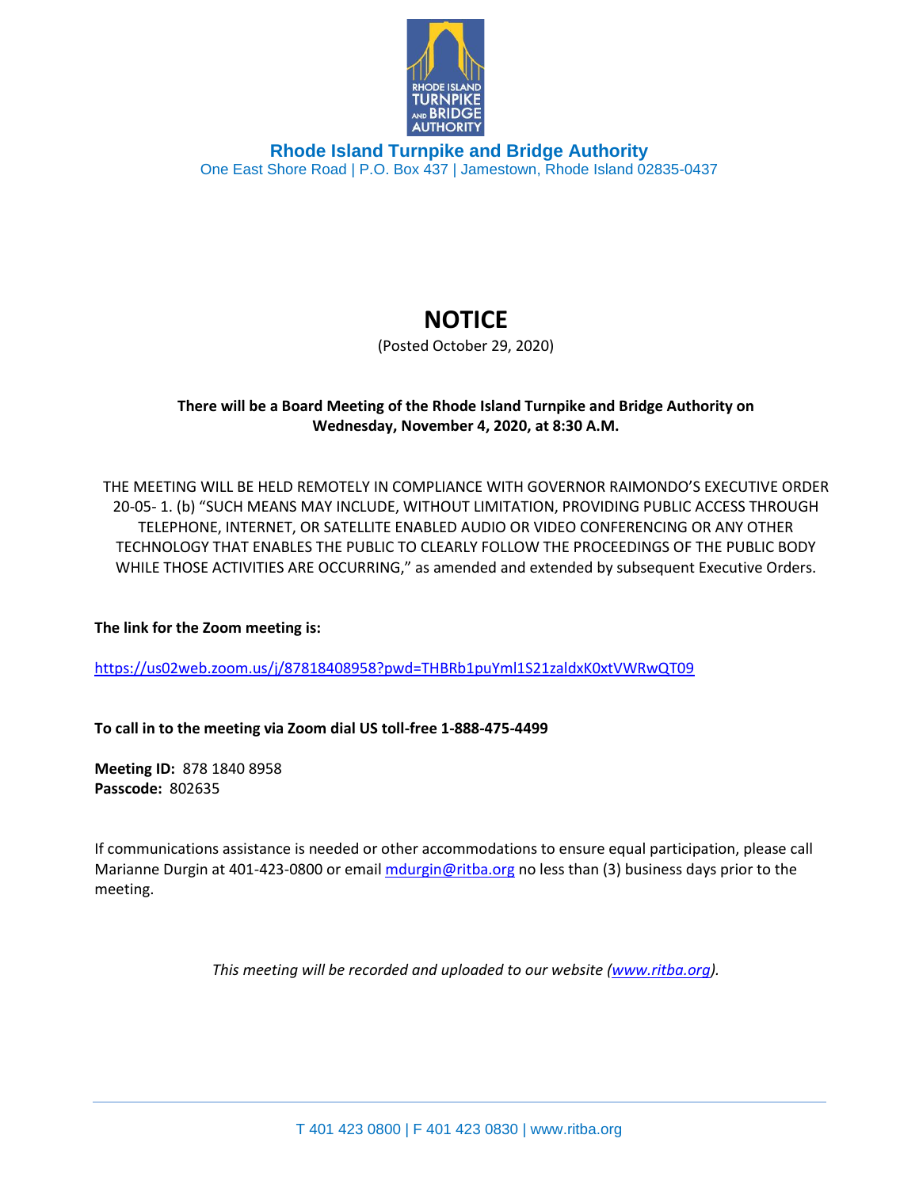**Rhode Island Turnpike and Bridge Authority**
One East Shore Road | P.O. Box 437 | Jamestown, Rhode Island 02835-0437

# NOTICE

(Posted October 29, 2020)

**There will be a Board Meeting of the Rhode Island Turnpike and Bridge Authority on Wednesday, November 4, 2020, at 8:30 A.M.**

THE MEETING WILL BE HELD REMOTELY IN COMPLIANCE WITH GOVERNOR RAIMONDO'S EXECUTIVE ORDER 20-05- 1. (b) "SUCH MEANS MAY INCLUDE, WITHOUT LIMITATION, PROVIDING PUBLIC ACCESS THROUGH TELEPHONE, INTERNET, OR SATELLITE ENABLED AUDIO OR VIDEO CONFERENCING OR ANY OTHER TECHNOLOGY THAT ENABLES THE PUBLIC TO CLEARLY FOLLOW THE PROCEEDINGS OF THE PUBLIC BODY WHILE THOSE ACTIVITIES ARE OCCURRING," as amended and extended by subsequent Executive Orders.

**The link for the Zoom meeting is:**

https://us02web.zoom.us/j/87818408958?pwd=THBRb1puYml1S21zaldxK0xtVWRwQT09

**To call in to the meeting via Zoom dial US toll-free 1-888-475-4499**

**Meeting ID:** 878 1840 8958
**Passcode:** 802635

If communications assistance is needed or other accommodations to ensure equal participation, please call Marianne Durgin at 401-423-0800 or email mdurgin@ritba.org no less than (3) business days prior to the meeting.

*This meeting will be recorded and uploaded to our website (www.ritba.org).*

T 401 423 0800 | F 401 423 0830 | www.ritba.org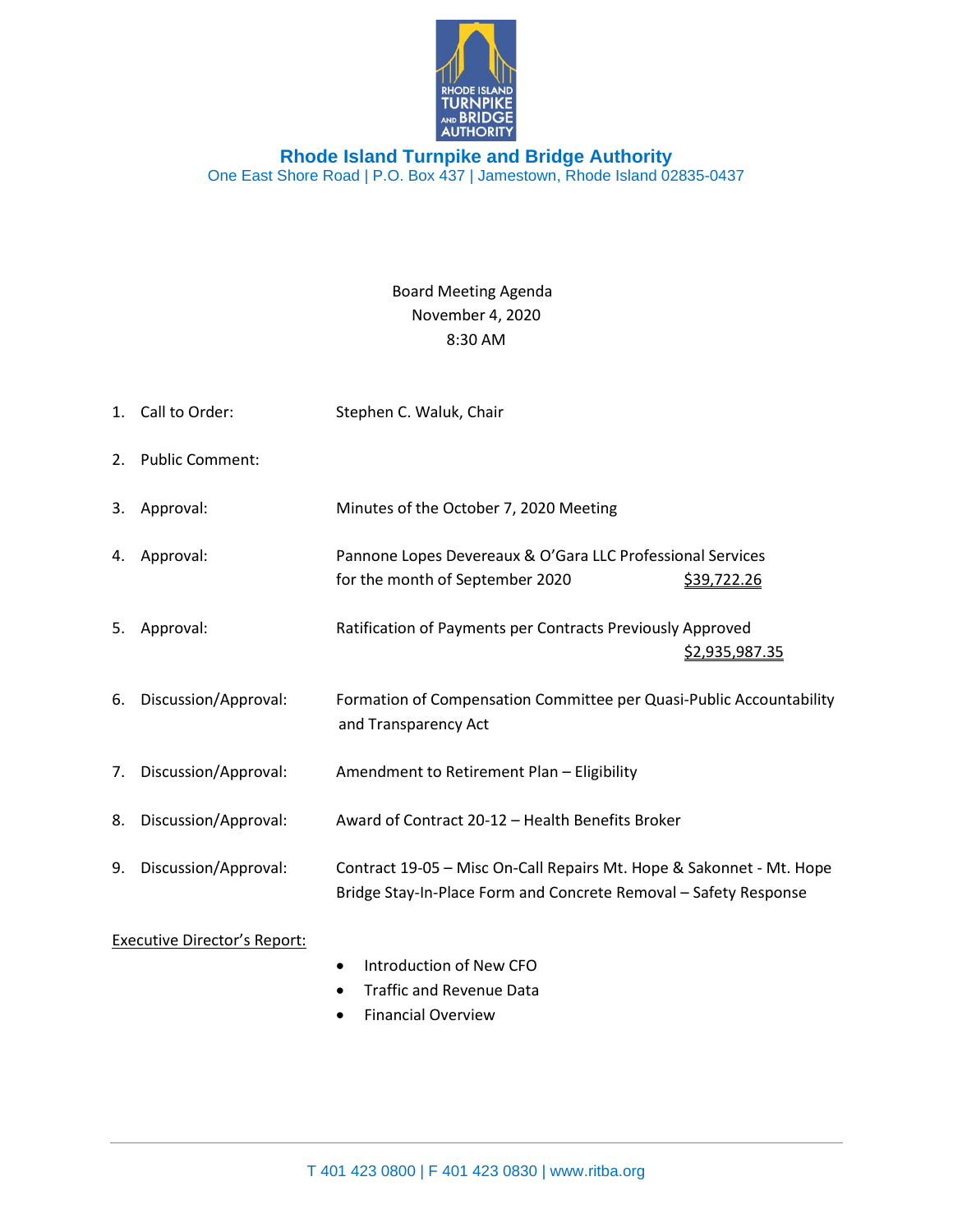# Rhode Island Turnpike and Bridge Authority

One East Shore Road | P.O. Box 437 | Jamestown, Rhode Island 02835-0437

Board Meeting Agenda
November 4, 2020
8:30 AM

1. Call to Order: Stephen C. Waluk, Chair
2. Public Comment:
3. Approval: Minutes of the October 7, 2020 Meeting
4. Approval: Pannone Lopes Devereaux & O'Gara LLC Professional Services for the month of September 2020 $39,722.26
5. Approval: Ratification of Payments per Contracts Previously Approved $2,935,987.35
6. Discussion/Approval: Formation of Compensation Committee per Quasi-Public Accountability and Transparency Act
7. Discussion/Approval: Amendment to Retirement Plan – Eligibility
8. Discussion/Approval: Award of Contract 20-12 – Health Benefits Broker
9. Discussion/Approval: Contract 19-05 – Misc On-Call Repairs Mt. Hope & Sakonnet - Mt. Hope Bridge Stay-In-Place Form and Concrete Removal – Safety Response

Executive Director's Report:

- Introduction of New CFO
- Traffic and Revenue Data
- Financial Overview

T 401 423 0800 | F 401 423 0830 | www.ritba.org